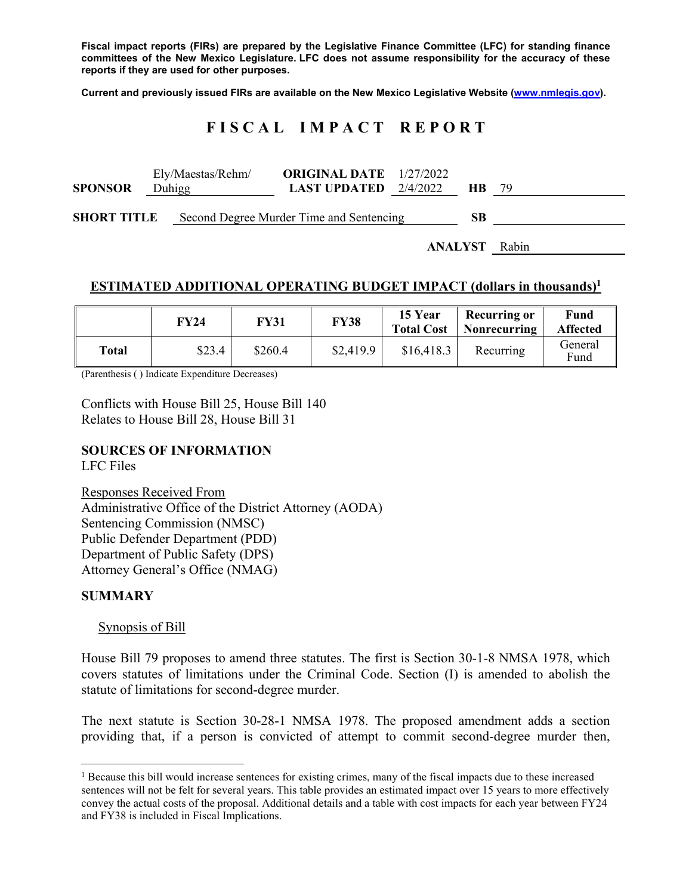**Fiscal impact reports (FIRs) are prepared by the Legislative Finance Committee (LFC) for standing finance committees of the New Mexico Legislature. LFC does not assume responsibility for the accuracy of these reports if they are used for other purposes.**

**Current and previously issued FIRs are available on the New Mexico Legislative Website (www.nmlegis.gov).**

# FISCAL IMPACT REPORT

**SPONSOR** Ely/Maestas/Rehm/Duhigg **ORIGINAL DATE** 1/27/2022 **LAST UPDATED** 2/4/2022 **HB** 79

**SHORT TITLE** Second Degree Murder Time and Sentencing **SB**

**ANALYST** Rabin

## ESTIMATED ADDITIONAL OPERATING BUDGET IMPACT (dollars in thousands)[1]

| | FY24 | FY31 | FY38 | 15 Year Total Cost | Recurring or Nonrecurring | Fund Affected |
|---|---|---|---|---|---|---|
| **Total** | $23.4 | $260.4 | $2,419.9 | $16,418.3 | Recurring | General Fund |

(Parenthesis ( ) Indicate Expenditure Decreases)

Conflicts with House Bill 25, House Bill 140
Relates to House Bill 28, House Bill 31

## SOURCES OF INFORMATION

LFC Files

Responses Received From
Administrative Office of the District Attorney (AODA)
Sentencing Commission (NMSC)
Public Defender Department (PDD)
Department of Public Safety (DPS)
Attorney General's Office (NMAG)

## SUMMARY

Synopsis of Bill

House Bill 79 proposes to amend three statutes. The first is Section 30-1-8 NMSA 1978, which covers statutes of limitations under the Criminal Code. Section (I) is amended to abolish the statute of limitations for second-degree murder.

The next statute is Section 30-28-1 NMSA 1978. The proposed amendment adds a section providing that, if a person is convicted of attempt to commit second-degree murder then,

[1] Because this bill would increase sentences for existing crimes, many of the fiscal impacts due to these increased sentences will not be felt for several years. This table provides an estimated impact over 15 years to more effectively convey the actual costs of the proposal. Additional details and a table with cost impacts for each year between FY24 and FY38 is included in Fiscal Implications.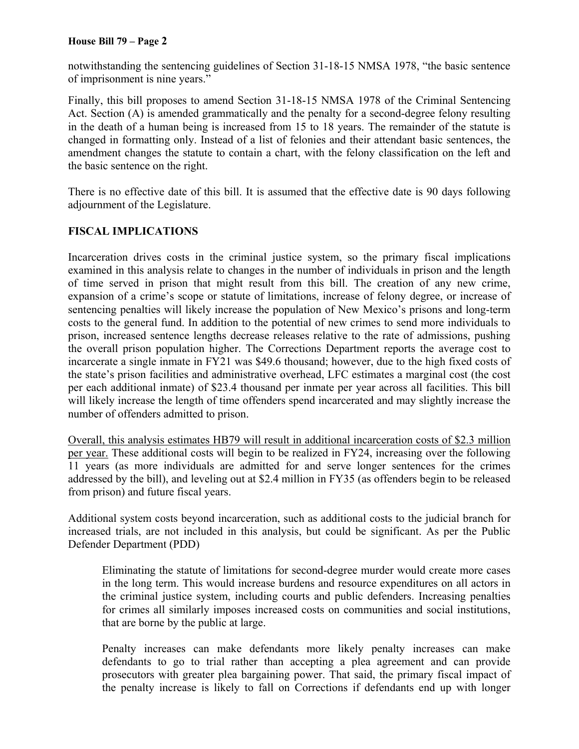notwithstanding the sentencing guidelines of Section 31-18-15 NMSA 1978, "the basic sentence of imprisonment is nine years."

Finally, this bill proposes to amend Section 31-18-15 NMSA 1978 of the Criminal Sentencing Act. Section (A) is amended grammatically and the penalty for a second-degree felony resulting in the death of a human being is increased from 15 to 18 years. The remainder of the statute is changed in formatting only. Instead of a list of felonies and their attendant basic sentences, the amendment changes the statute to contain a chart, with the felony classification on the left and the basic sentence on the right.

There is no effective date of this bill. It is assumed that the effective date is 90 days following adjournment of the Legislature.

## FISCAL IMPLICATIONS

Incarceration drives costs in the criminal justice system, so the primary fiscal implications examined in this analysis relate to changes in the number of individuals in prison and the length of time served in prison that might result from this bill. The creation of any new crime, expansion of a crime's scope or statute of limitations, increase of felony degree, or increase of sentencing penalties will likely increase the population of New Mexico's prisons and long-term costs to the general fund. In addition to the potential of new crimes to send more individuals to prison, increased sentence lengths decrease releases relative to the rate of admissions, pushing the overall prison population higher. The Corrections Department reports the average cost to incarcerate a single inmate in FY21 was $49.6 thousand; however, due to the high fixed costs of the state's prison facilities and administrative overhead, LFC estimates a marginal cost (the cost per each additional inmate) of $23.4 thousand per inmate per year across all facilities. This bill will likely increase the length of time offenders spend incarcerated and may slightly increase the number of offenders admitted to prison.

<u>Overall, this analysis estimates HB79 will result in additional incarceration costs of $2.3 million per year.</u> These additional costs will begin to be realized in FY24, increasing over the following 11 years (as more individuals are admitted for and serve longer sentences for the crimes addressed by the bill), and leveling out at $2.4 million in FY35 (as offenders begin to be released from prison) and future fiscal years.

Additional system costs beyond incarceration, such as additional costs to the judicial branch for increased trials, are not included in this analysis, but could be significant. As per the Public Defender Department (PDD)

> Eliminating the statute of limitations for second-degree murder would create more cases in the long term. This would increase burdens and resource expenditures on all actors in the criminal justice system, including courts and public defenders. Increasing penalties for crimes all similarly imposes increased costs on communities and social institutions, that are borne by the public at large.
>
> Penalty increases can make defendants more likely penalty increases can make defendants to go to trial rather than accepting a plea agreement and can provide prosecutors with greater plea bargaining power. That said, the primary fiscal impact of the penalty increase is likely to fall on Corrections if defendants end up with longer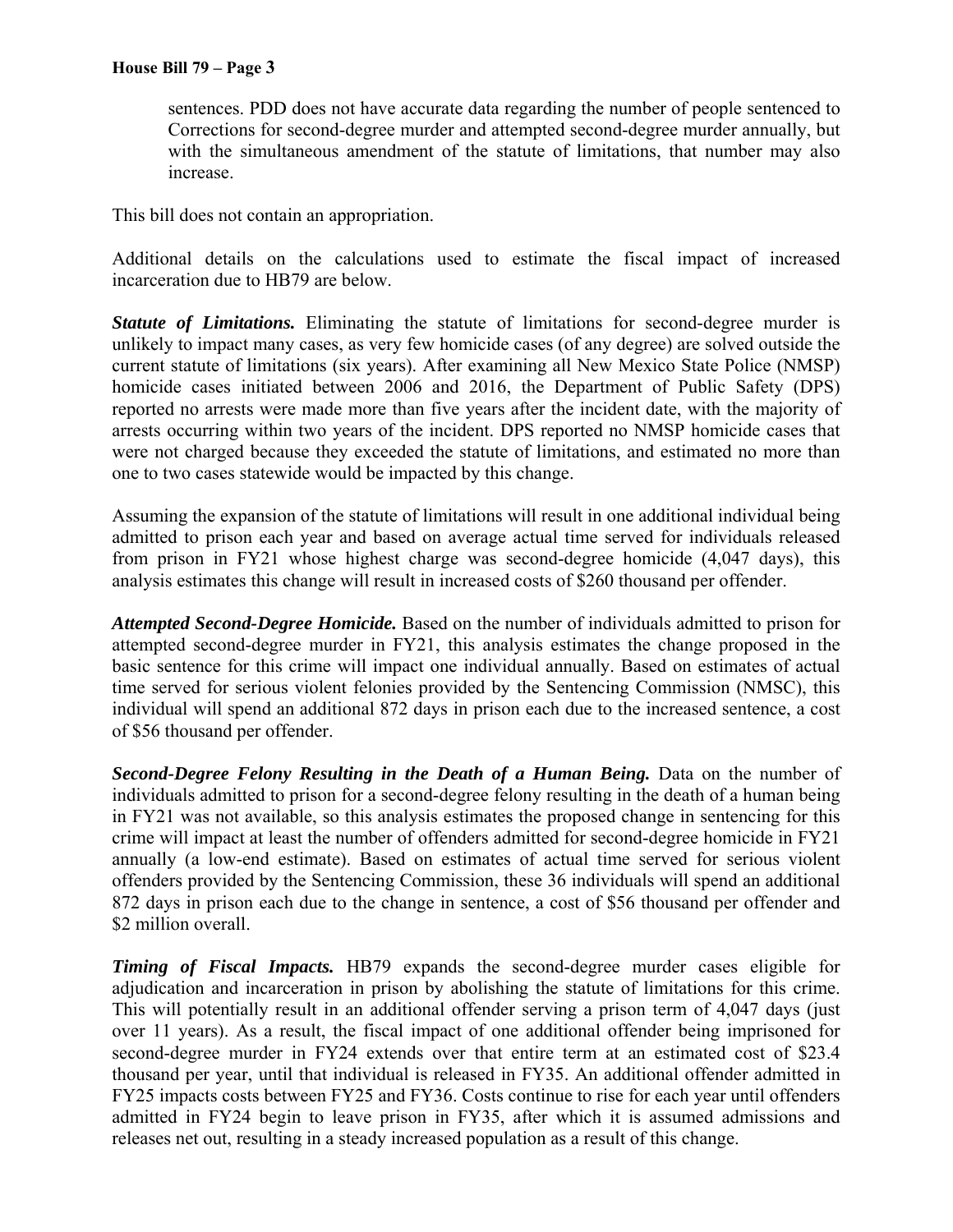sentences. PDD does not have accurate data regarding the number of people sentenced to Corrections for second-degree murder and attempted second-degree murder annually, but with the simultaneous amendment of the statute of limitations, that number may also increase.

This bill does not contain an appropriation.

Additional details on the calculations used to estimate the fiscal impact of increased incarceration due to HB79 are below.

***Statute of Limitations.*** Eliminating the statute of limitations for second-degree murder is unlikely to impact many cases, as very few homicide cases (of any degree) are solved outside the current statute of limitations (six years). After examining all New Mexico State Police (NMSP) homicide cases initiated between 2006 and 2016, the Department of Public Safety (DPS) reported no arrests were made more than five years after the incident date, with the majority of arrests occurring within two years of the incident. DPS reported no NMSP homicide cases that were not charged because they exceeded the statute of limitations, and estimated no more than one to two cases statewide would be impacted by this change.

Assuming the expansion of the statute of limitations will result in one additional individual being admitted to prison each year and based on average actual time served for individuals released from prison in FY21 whose highest charge was second-degree homicide (4,047 days), this analysis estimates this change will result in increased costs of $260 thousand per offender.

***Attempted Second-Degree Homicide.*** Based on the number of individuals admitted to prison for attempted second-degree murder in FY21, this analysis estimates the change proposed in the basic sentence for this crime will impact one individual annually. Based on estimates of actual time served for serious violent felonies provided by the Sentencing Commission (NMSC), this individual will spend an additional 872 days in prison each due to the increased sentence, a cost of $56 thousand per offender.

***Second-Degree Felony Resulting in the Death of a Human Being.*** Data on the number of individuals admitted to prison for a second-degree felony resulting in the death of a human being in FY21 was not available, so this analysis estimates the proposed change in sentencing for this crime will impact at least the number of offenders admitted for second-degree homicide in FY21 annually (a low-end estimate). Based on estimates of actual time served for serious violent offenders provided by the Sentencing Commission, these 36 individuals will spend an additional 872 days in prison each due to the change in sentence, a cost of $56 thousand per offender and $2 million overall.

***Timing of Fiscal Impacts.*** HB79 expands the second-degree murder cases eligible for adjudication and incarceration in prison by abolishing the statute of limitations for this crime. This will potentially result in an additional offender serving a prison term of 4,047 days (just over 11 years). As a result, the fiscal impact of one additional offender being imprisoned for second-degree murder in FY24 extends over that entire term at an estimated cost of $23.4 thousand per year, until that individual is released in FY35. An additional offender admitted in FY25 impacts costs between FY25 and FY36. Costs continue to rise for each year until offenders admitted in FY24 begin to leave prison in FY35, after which it is assumed admissions and releases net out, resulting in a steady increased population as a result of this change.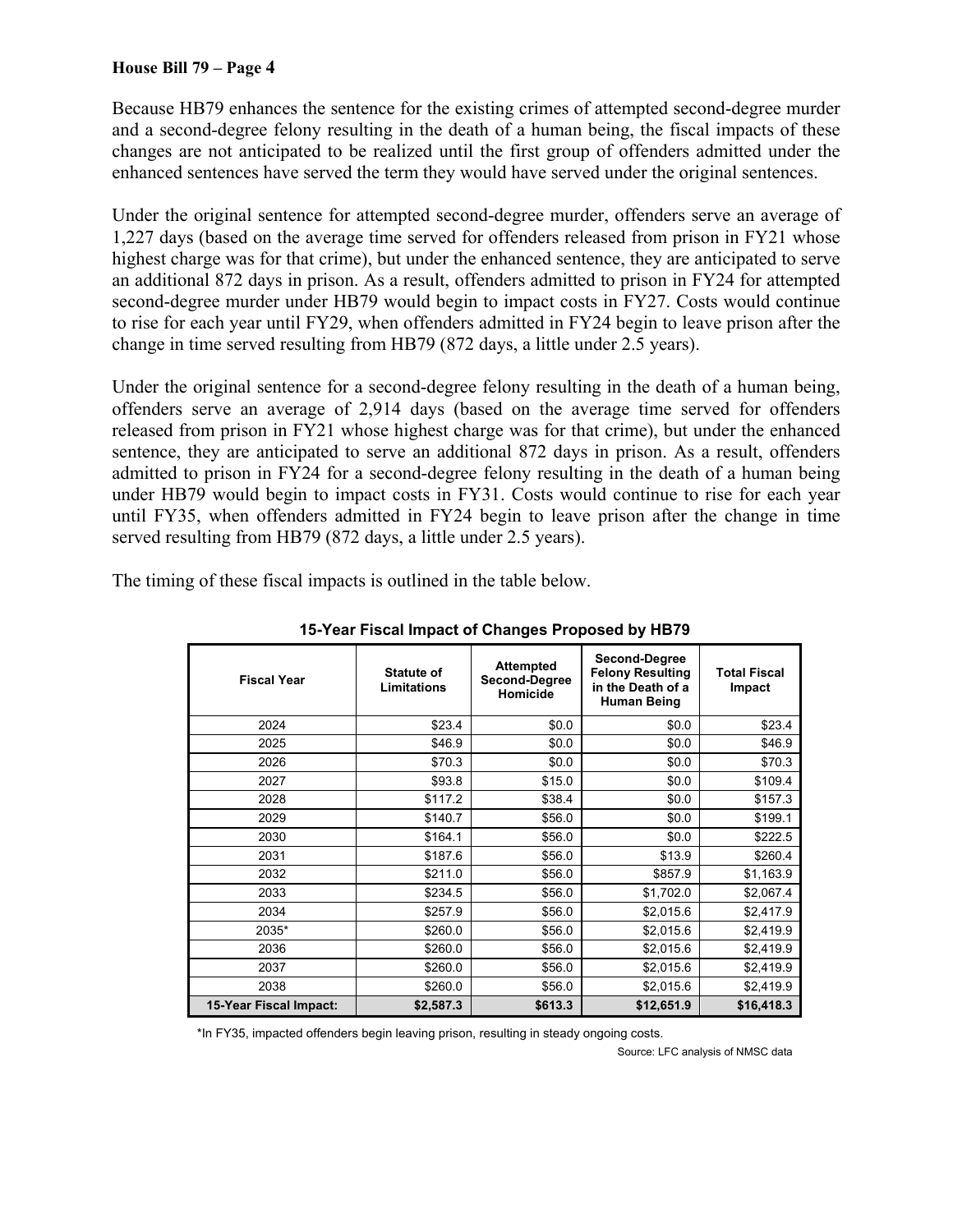Because HB79 enhances the sentence for the existing crimes of attempted second-degree murder and a second-degree felony resulting in the death of a human being, the fiscal impacts of these changes are not anticipated to be realized until the first group of offenders admitted under the enhanced sentences have served the term they would have served under the original sentences.

Under the original sentence for attempted second-degree murder, offenders serve an average of 1,227 days (based on the average time served for offenders released from prison in FY21 whose highest charge was for that crime), but under the enhanced sentence, they are anticipated to serve an additional 872 days in prison. As a result, offenders admitted to prison in FY24 for attempted second-degree murder under HB79 would begin to impact costs in FY27. Costs would continue to rise for each year until FY29, when offenders admitted in FY24 begin to leave prison after the change in time served resulting from HB79 (872 days, a little under 2.5 years).

Under the original sentence for a second-degree felony resulting in the death of a human being, offenders serve an average of 2,914 days (based on the average time served for offenders released from prison in FY21 whose highest charge was for that crime), but under the enhanced sentence, they are anticipated to serve an additional 872 days in prison. As a result, offenders admitted to prison in FY24 for a second-degree felony resulting in the death of a human being under HB79 would begin to impact costs in FY31. Costs would continue to rise for each year until FY35, when offenders admitted in FY24 begin to leave prison after the change in time served resulting from HB79 (872 days, a little under 2.5 years).

The timing of these fiscal impacts is outlined in the table below.

**15-Year Fiscal Impact of Changes Proposed by HB79**

| Fiscal Year | Statute of Limitations | Attempted Second-Degree Homicide | Second-Degree Felony Resulting in the Death of a Human Being | Total Fiscal Impact |
|---|---|---|---|---|
| 2024 | $23.4 | $0.0 | $0.0 | $23.4 |
| 2025 | $46.9 | $0.0 | $0.0 | $46.9 |
| 2026 | $70.3 | $0.0 | $0.0 | $70.3 |
| 2027 | $93.8 | $15.0 | $0.0 | $109.4 |
| 2028 | $117.2 | $38.4 | $0.0 | $157.3 |
| 2029 | $140.7 | $56.0 | $0.0 | $199.1 |
| 2030 | $164.1 | $56.0 | $0.0 | $222.5 |
| 2031 | $187.6 | $56.0 | $13.9 | $260.4 |
| 2032 | $211.0 | $56.0 | $857.9 | $1,163.9 |
| 2033 | $234.5 | $56.0 | $1,702.0 | $2,067.4 |
| 2034 | $257.9 | $56.0 | $2,015.6 | $2,417.9 |
| 2035* | $260.0 | $56.0 | $2,015.6 | $2,419.9 |
| 2036 | $260.0 | $56.0 | $2,015.6 | $2,419.9 |
| 2037 | $260.0 | $56.0 | $2,015.6 | $2,419.9 |
| 2038 | $260.0 | $56.0 | $2,015.6 | $2,419.9 |
| **15-Year Fiscal Impact:** | **$2,587.3** | **$613.3** | **$12,651.9** | **$16,418.3** |

*In FY35, impacted offenders begin leaving prison, resulting in steady ongoing costs.

Source: LFC analysis of NMSC data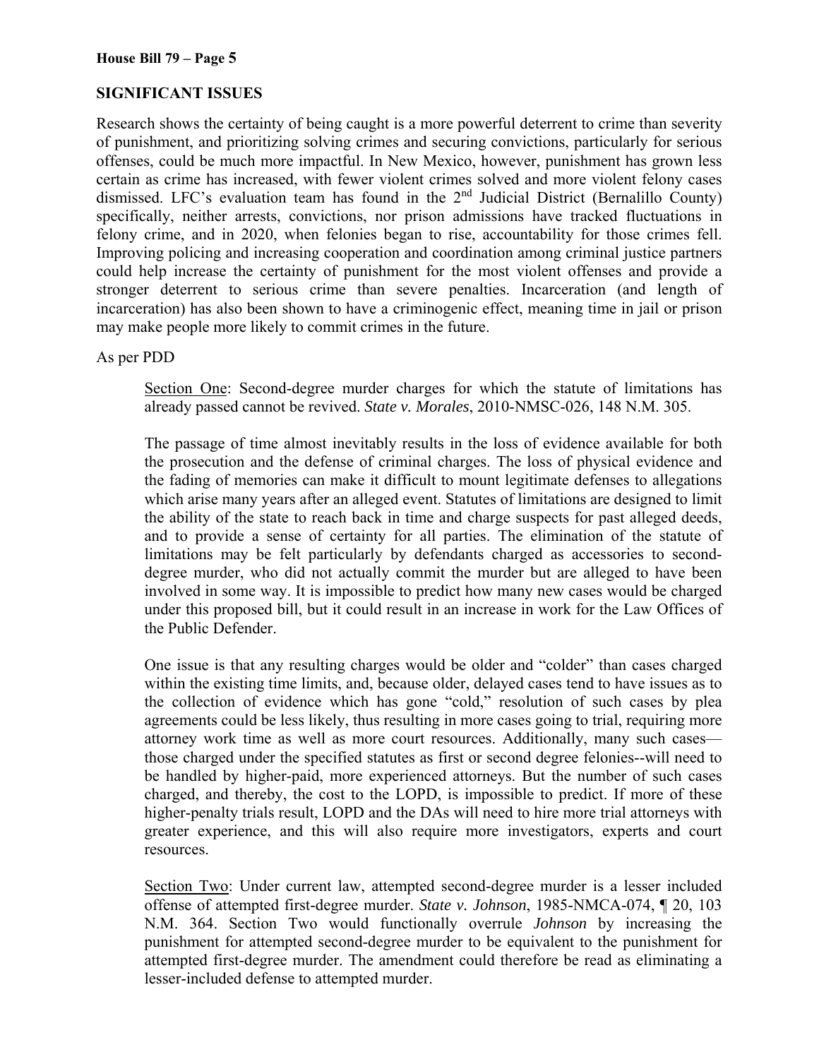## SIGNIFICANT ISSUES

Research shows the certainty of being caught is a more powerful deterrent to crime than severity of punishment, and prioritizing solving crimes and securing convictions, particularly for serious offenses, could be much more impactful. In New Mexico, however, punishment has grown less certain as crime has increased, with fewer violent crimes solved and more violent felony cases dismissed. LFC's evaluation team has found in the 2nd Judicial District (Bernalillo County) specifically, neither arrests, convictions, nor prison admissions have tracked fluctuations in felony crime, and in 2020, when felonies began to rise, accountability for those crimes fell. Improving policing and increasing cooperation and coordination among criminal justice partners could help increase the certainty of punishment for the most violent offenses and provide a stronger deterrent to serious crime than severe penalties. Incarceration (and length of incarceration) has also been shown to have a criminogenic effect, meaning time in jail or prison may make people more likely to commit crimes in the future.

As per PDD

> Section One: Second-degree murder charges for which the statute of limitations has already passed cannot be revived. *State v. Morales*, 2010-NMSC-026, 148 N.M. 305.
>
> The passage of time almost inevitably results in the loss of evidence available for both the prosecution and the defense of criminal charges. The loss of physical evidence and the fading of memories can make it difficult to mount legitimate defenses to allegations which arise many years after an alleged event. Statutes of limitations are designed to limit the ability of the state to reach back in time and charge suspects for past alleged deeds, and to provide a sense of certainty for all parties. The elimination of the statute of limitations may be felt particularly by defendants charged as accessories to second-degree murder, who did not actually commit the murder but are alleged to have been involved in some way. It is impossible to predict how many new cases would be charged under this proposed bill, but it could result in an increase in work for the Law Offices of the Public Defender.
>
> One issue is that any resulting charges would be older and "colder" than cases charged within the existing time limits, and, because older, delayed cases tend to have issues as to the collection of evidence which has gone "cold," resolution of such cases by plea agreements could be less likely, thus resulting in more cases going to trial, requiring more attorney work time as well as more court resources. Additionally, many such cases—those charged under the specified statutes as first or second degree felonies--will need to be handled by higher-paid, more experienced attorneys. But the number of such cases charged, and thereby, the cost to the LOPD, is impossible to predict. If more of these higher-penalty trials result, LOPD and the DAs will need to hire more trial attorneys with greater experience, and this will also require more investigators, experts and court resources.
>
> Section Two: Under current law, attempted second-degree murder is a lesser included offense of attempted first-degree murder. *State v. Johnson*, 1985-NMCA-074, ¶ 20, 103 N.M. 364. Section Two would functionally overrule *Johnson* by increasing the punishment for attempted second-degree murder to be equivalent to the punishment for attempted first-degree murder. The amendment could therefore be read as eliminating a lesser-included defense to attempted murder.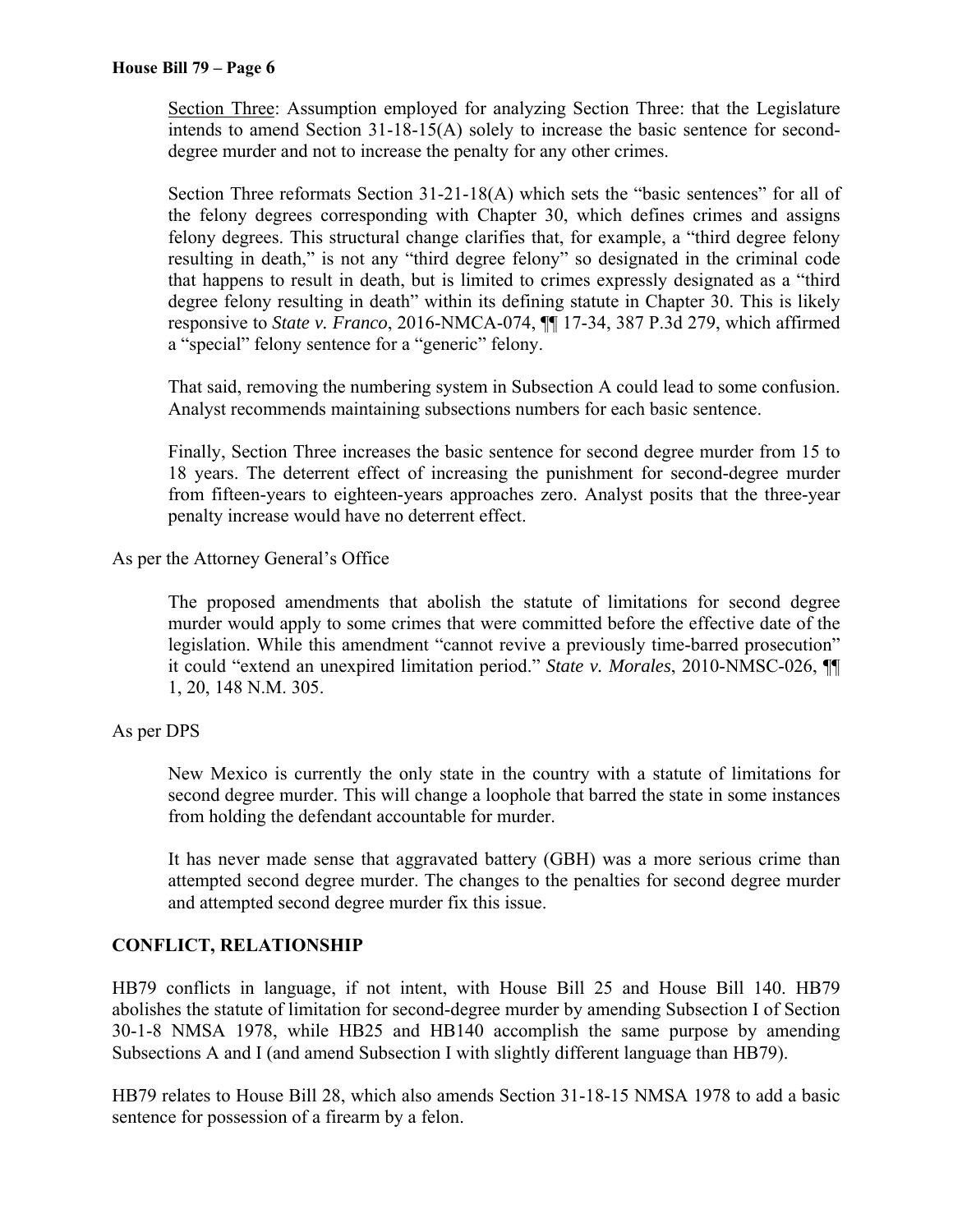Section Three: Assumption employed for analyzing Section Three: that the Legislature intends to amend Section 31-18-15(A) solely to increase the basic sentence for second-degree murder and not to increase the penalty for any other crimes.

Section Three reformats Section 31-21-18(A) which sets the "basic sentences" for all of the felony degrees corresponding with Chapter 30, which defines crimes and assigns felony degrees. This structural change clarifies that, for example, a "third degree felony resulting in death," is not any "third degree felony" so designated in the criminal code that happens to result in death, but is limited to crimes expressly designated as a "third degree felony resulting in death" within its defining statute in Chapter 30. This is likely responsive to *State v. Franco*, 2016-NMCA-074, ¶¶ 17-34, 387 P.3d 279, which affirmed a "special" felony sentence for a "generic" felony.

That said, removing the numbering system in Subsection A could lead to some confusion. Analyst recommends maintaining subsections numbers for each basic sentence.

Finally, Section Three increases the basic sentence for second degree murder from 15 to 18 years. The deterrent effect of increasing the punishment for second-degree murder from fifteen-years to eighteen-years approaches zero. Analyst posits that the three-year penalty increase would have no deterrent effect.

As per the Attorney General's Office

The proposed amendments that abolish the statute of limitations for second degree murder would apply to some crimes that were committed before the effective date of the legislation. While this amendment "cannot revive a previously time-barred prosecution" it could "extend an unexpired limitation period." *State v. Morales*, 2010-NMSC-026, ¶¶ 1, 20, 148 N.M. 305.

As per DPS

New Mexico is currently the only state in the country with a statute of limitations for second degree murder. This will change a loophole that barred the state in some instances from holding the defendant accountable for murder.

It has never made sense that aggravated battery (GBH) was a more serious crime than attempted second degree murder. The changes to the penalties for second degree murder and attempted second degree murder fix this issue.

## CONFLICT, RELATIONSHIP

HB79 conflicts in language, if not intent, with House Bill 25 and House Bill 140. HB79 abolishes the statute of limitation for second-degree murder by amending Subsection I of Section 30-1-8 NMSA 1978, while HB25 and HB140 accomplish the same purpose by amending Subsections A and I (and amend Subsection I with slightly different language than HB79).

HB79 relates to House Bill 28, which also amends Section 31-18-15 NMSA 1978 to add a basic sentence for possession of a firearm by a felon.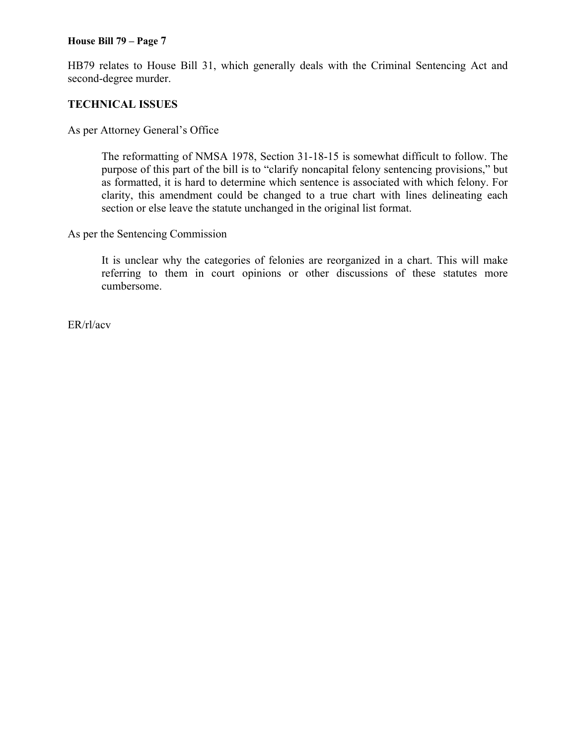HB79 relates to House Bill 31, which generally deals with the Criminal Sentencing Act and second-degree murder.

**TECHNICAL ISSUES**

As per Attorney General's Office

> The reformatting of NMSA 1978, Section 31-18-15 is somewhat difficult to follow. The purpose of this part of the bill is to "clarify noncapital felony sentencing provisions," but as formatted, it is hard to determine which sentence is associated with which felony. For clarity, this amendment could be changed to a true chart with lines delineating each section or else leave the statute unchanged in the original list format.

As per the Sentencing Commission

> It is unclear why the categories of felonies are reorganized in a chart. This will make referring to them in court opinions or other discussions of these statutes more cumbersome.

ER/rl/acv